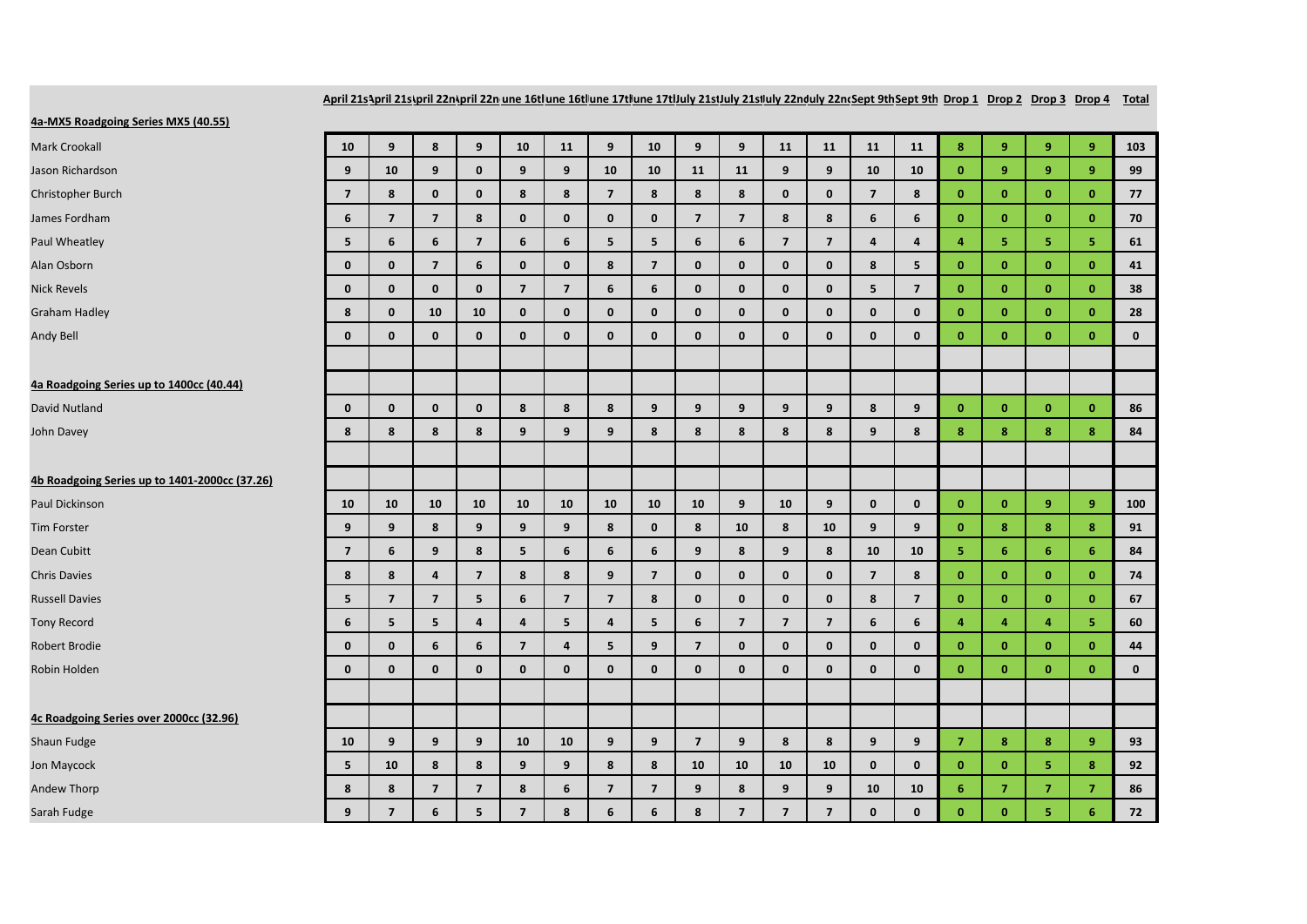| | April 21st | April 21st | April 22nd | April 22nd | June 16th | June 16th | June 17th | June 17th | July 21st | July 21st | July 22nd | July 22nd | Sept 9th | Sept 9th | Drop 1 | Drop 2 | Drop 3 | Drop 4 | Total |
|---|---|---|---|---|---|---|---|---|---|---|---|---|---|---|---|---|---|---|---|
| **4a-MX5 Roadgoing Series MX5 (40.55)** | | | | | | | | | | | | | | | | | | | |
| Mark Crookall | 10 | 9 | 8 | 9 | 10 | 11 | 9 | 10 | 9 | 9 | 11 | 11 | 11 | 11 | 8 | 9 | 9 | 9 | 103 |
| Jason Richardson | 9 | 10 | 9 | 0 | 9 | 9 | 10 | 10 | 11 | 11 | 9 | 9 | 10 | 10 | 0 | 9 | 9 | 9 | 99 |
| Christopher Burch | 7 | 8 | 0 | 0 | 8 | 8 | 7 | 8 | 8 | 8 | 0 | 0 | 7 | 8 | 0 | 0 | 0 | 0 | 77 |
| James Fordham | 6 | 7 | 7 | 8 | 0 | 0 | 0 | 0 | 7 | 7 | 8 | 8 | 6 | 6 | 0 | 0 | 0 | 0 | 70 |
| Paul Wheatley | 5 | 6 | 6 | 7 | 6 | 6 | 5 | 5 | 6 | 6 | 7 | 7 | 4 | 4 | 4 | 5 | 5 | 5 | 61 |
| Alan Osborn | 0 | 0 | 7 | 6 | 0 | 0 | 8 | 7 | 0 | 0 | 0 | 0 | 8 | 5 | 0 | 0 | 0 | 0 | 41 |
| Nick Revels | 0 | 0 | 0 | 0 | 7 | 7 | 6 | 6 | 0 | 0 | 0 | 0 | 5 | 7 | 0 | 0 | 0 | 0 | 38 |
| Graham Hadley | 8 | 0 | 10 | 10 | 0 | 0 | 0 | 0 | 0 | 0 | 0 | 0 | 0 | 0 | 0 | 0 | 0 | 0 | 28 |
| Andy Bell | 0 | 0 | 0 | 0 | 0 | 0 | 0 | 0 | 0 | 0 | 0 | 0 | 0 | 0 | 0 | 0 | 0 | 0 | 0 |
| | | | | | | | | | | | | | | | | | | | |
| **4a Roadgoing Series up to 1400cc (40.44)** | | | | | | | | | | | | | | | | | | | |
| David Nutland | 0 | 0 | 0 | 0 | 8 | 8 | 8 | 9 | 9 | 9 | 9 | 9 | 8 | 9 | 0 | 0 | 0 | 0 | 86 |
| John Davey | 8 | 8 | 8 | 8 | 9 | 9 | 9 | 8 | 8 | 8 | 8 | 8 | 9 | 8 | 8 | 8 | 8 | 8 | 84 |
| | | | | | | | | | | | | | | | | | | | |
| **4b Roadgoing Series up to 1401-2000cc (37.26)** | | | | | | | | | | | | | | | | | | | |
| Paul Dickinson | 10 | 10 | 10 | 10 | 10 | 10 | 10 | 10 | 10 | 9 | 10 | 9 | 0 | 0 | 0 | 0 | 9 | 9 | 100 |
| Tim Forster | 9 | 9 | 8 | 9 | 9 | 9 | 8 | 0 | 8 | 10 | 8 | 10 | 9 | 9 | 0 | 8 | 8 | 8 | 91 |
| Dean Cubitt | 7 | 6 | 9 | 8 | 5 | 6 | 6 | 6 | 9 | 8 | 9 | 8 | 10 | 10 | 5 | 6 | 6 | 6 | 84 |
| Chris Davies | 8 | 8 | 4 | 7 | 8 | 8 | 9 | 7 | 0 | 0 | 0 | 0 | 7 | 8 | 0 | 0 | 0 | 0 | 74 |
| Russell Davies | 5 | 7 | 7 | 5 | 6 | 7 | 7 | 8 | 0 | 0 | 0 | 0 | 8 | 7 | 0 | 0 | 0 | 0 | 67 |
| Tony Record | 6 | 5 | 5 | 4 | 4 | 5 | 4 | 5 | 6 | 7 | 7 | 7 | 6 | 6 | 4 | 4 | 4 | 5 | 60 |
| Robert Brodie | 0 | 0 | 6 | 6 | 7 | 4 | 5 | 9 | 7 | 0 | 0 | 0 | 0 | 0 | 0 | 0 | 0 | 0 | 44 |
| Robin Holden | 0 | 0 | 0 | 0 | 0 | 0 | 0 | 0 | 0 | 0 | 0 | 0 | 0 | 0 | 0 | 0 | 0 | 0 | 0 |
| | | | | | | | | | | | | | | | | | | | |
| **4c Roadgoing Series over 2000cc (32.96)** | | | | | | | | | | | | | | | | | | | |
| Shaun Fudge | 10 | 9 | 9 | 9 | 10 | 10 | 9 | 9 | 7 | 9 | 8 | 8 | 9 | 9 | 7 | 8 | 8 | 9 | 93 |
| Jon Maycock | 5 | 10 | 8 | 8 | 9 | 9 | 8 | 8 | 10 | 10 | 10 | 10 | 0 | 0 | 0 | 0 | 5 | 8 | 92 |
| Andew Thorp | 8 | 8 | 7 | 7 | 8 | 6 | 7 | 7 | 9 | 8 | 9 | 9 | 10 | 10 | 6 | 7 | 7 | 7 | 86 |
| Sarah Fudge | 9 | 7 | 6 | 5 | 7 | 8 | 6 | 6 | 8 | 7 | 7 | 7 | 0 | 0 | 0 | 0 | 5 | 6 | 72 |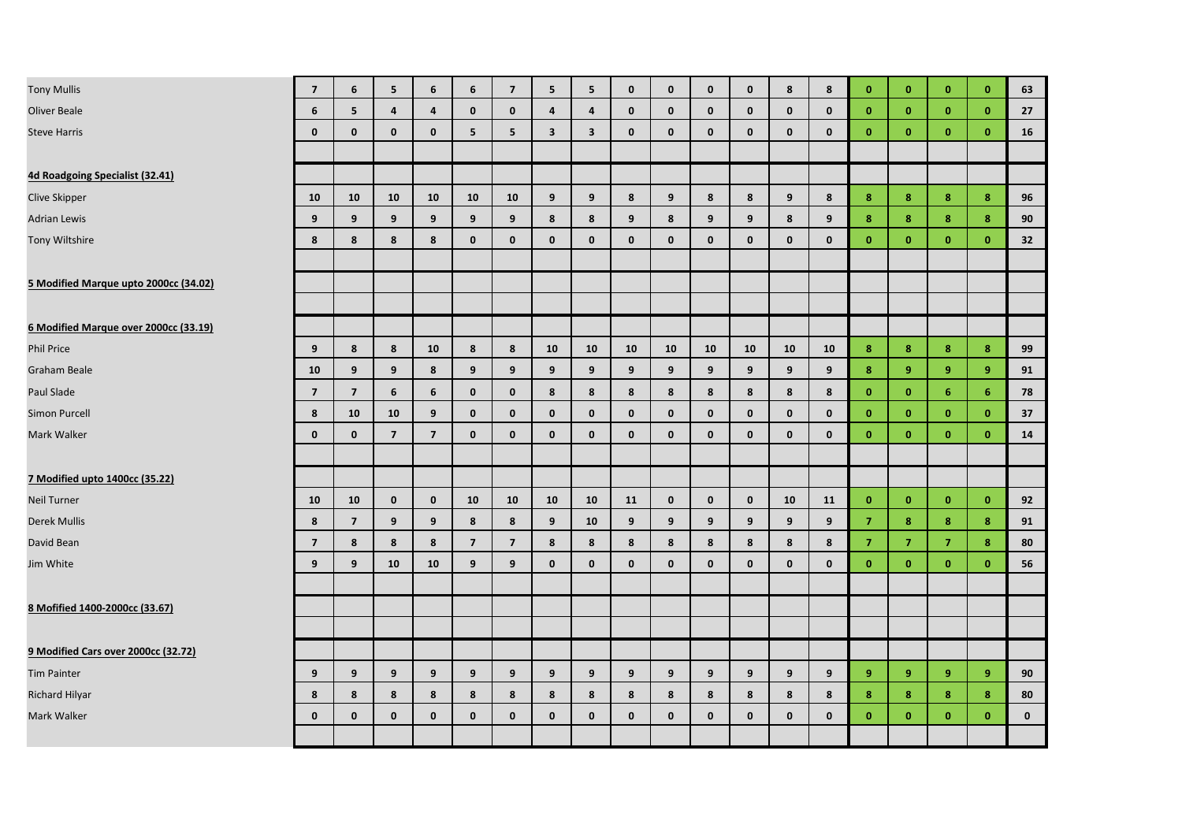| | | | | | | | | | | | | | | | | | | | |
|---|---|---|---|---|---|---|---|---|---|---|---|---|---|---|---|---|---|---|---|
| Tony Mullis | 7 | 6 | 5 | 6 | 6 | 7 | 5 | 5 | 0 | 0 | 0 | 0 | 8 | 8 | 0 | 0 | 0 | 0 | 63 |
| Oliver Beale | 6 | 5 | 4 | 4 | 0 | 0 | 4 | 4 | 0 | 0 | 0 | 0 | 0 | 0 | 0 | 0 | 0 | 0 | 27 |
| Steve Harris | 0 | 0 | 0 | 0 | 5 | 5 | 3 | 3 | 0 | 0 | 0 | 0 | 0 | 0 | 0 | 0 | 0 | 0 | 16 |
| | | | | | | | | | | | | | | | | | | | |
| **4d Roadgoing Specialist (32.41)** | | | | | | | | | | | | | | | | | | | |
| Clive Skipper | 10 | 10 | 10 | 10 | 10 | 10 | 9 | 9 | 8 | 9 | 8 | 8 | 9 | 8 | 8 | 8 | 8 | 8 | 96 |
| Adrian Lewis | 9 | 9 | 9 | 9 | 9 | 9 | 8 | 8 | 9 | 8 | 9 | 9 | 8 | 9 | 8 | 8 | 8 | 8 | 90 |
| Tony Wiltshire | 8 | 8 | 8 | 8 | 0 | 0 | 0 | 0 | 0 | 0 | 0 | 0 | 0 | 0 | 0 | 0 | 0 | 0 | 32 |
| | | | | | | | | | | | | | | | | | | | |
| **5 Modified Marque upto 2000cc (34.02)** | | | | | | | | | | | | | | | | | | | |
| | | | | | | | | | | | | | | | | | | | |
| **6 Modified Marque over 2000cc (33.19)** | | | | | | | | | | | | | | | | | | | |
| Phil Price | 9 | 8 | 8 | 10 | 8 | 8 | 10 | 10 | 10 | 10 | 10 | 10 | 10 | 10 | 8 | 8 | 8 | 8 | 99 |
| Graham Beale | 10 | 9 | 9 | 8 | 9 | 9 | 9 | 9 | 9 | 9 | 9 | 9 | 9 | 9 | 8 | 9 | 9 | 9 | 91 |
| Paul Slade | 7 | 7 | 6 | 6 | 0 | 0 | 8 | 8 | 8 | 8 | 8 | 8 | 8 | 8 | 0 | 0 | 6 | 6 | 78 |
| Simon Purcell | 8 | 10 | 10 | 9 | 0 | 0 | 0 | 0 | 0 | 0 | 0 | 0 | 0 | 0 | 0 | 0 | 0 | 0 | 37 |
| Mark Walker | 0 | 0 | 7 | 7 | 0 | 0 | 0 | 0 | 0 | 0 | 0 | 0 | 0 | 0 | 0 | 0 | 0 | 0 | 14 |
| | | | | | | | | | | | | | | | | | | | |
| **7 Modified upto 1400cc (35.22)** | | | | | | | | | | | | | | | | | | | |
| Neil Turner | 10 | 10 | 0 | 0 | 10 | 10 | 10 | 10 | 11 | 0 | 0 | 0 | 10 | 11 | 0 | 0 | 0 | 0 | 92 |
| Derek Mullis | 8 | 7 | 9 | 9 | 8 | 8 | 9 | 10 | 9 | 9 | 9 | 9 | 9 | 9 | 7 | 8 | 8 | 8 | 91 |
| David Bean | 7 | 8 | 8 | 8 | 7 | 7 | 8 | 8 | 8 | 8 | 8 | 8 | 8 | 8 | 7 | 7 | 7 | 8 | 80 |
| Jim White | 9 | 9 | 10 | 10 | 9 | 9 | 0 | 0 | 0 | 0 | 0 | 0 | 0 | 0 | 0 | 0 | 0 | 0 | 56 |
| | | | | | | | | | | | | | | | | | | | |
| **8 Mofified 1400-2000cc (33.67)** | | | | | | | | | | | | | | | | | | | |
| | | | | | | | | | | | | | | | | | | | |
| **9 Modified Cars over 2000cc (32.72)** | | | | | | | | | | | | | | | | | | | |
| Tim Painter | 9 | 9 | 9 | 9 | 9 | 9 | 9 | 9 | 9 | 9 | 9 | 9 | 9 | 9 | 9 | 9 | 9 | 9 | 90 |
| Richard Hilyar | 8 | 8 | 8 | 8 | 8 | 8 | 8 | 8 | 8 | 8 | 8 | 8 | 8 | 8 | 8 | 8 | 8 | 8 | 80 |
| Mark Walker | 0 | 0 | 0 | 0 | 0 | 0 | 0 | 0 | 0 | 0 | 0 | 0 | 0 | 0 | 0 | 0 | 0 | 0 | 0 |
| | | | | | | | | | | | | | | | | | | | |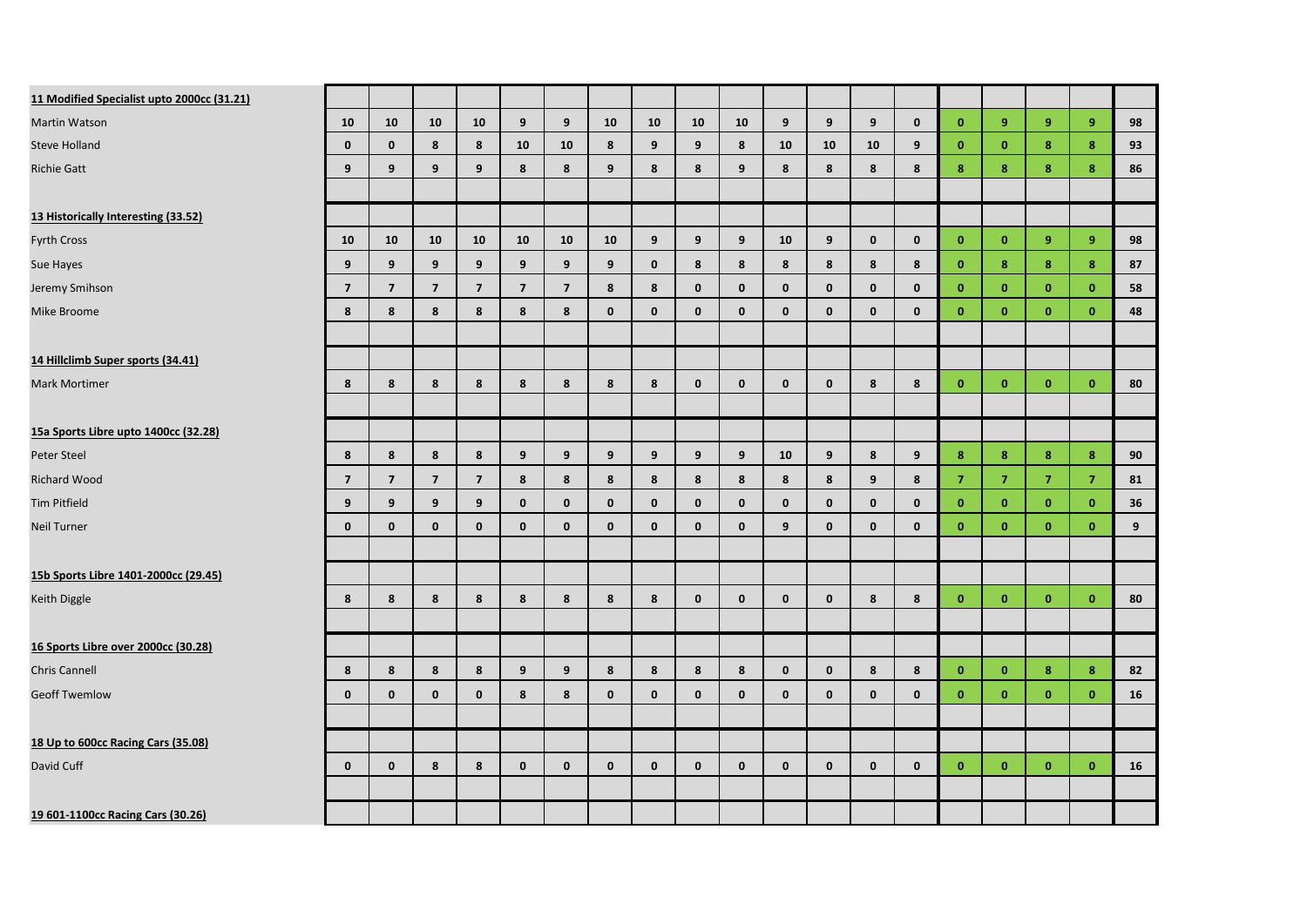| | | | | | | | | | | | | | | | | | | | |
|---|---|---|---|---|---|---|---|---|---|---|---|---|---|---|---|---|---|---|---|
| **11 Modified Specialist upto 2000cc (31.21)** | | | | | | | | | | | | | | | | | | | |
| Martin Watson | 10 | 10 | 10 | 10 | 9 | 9 | 10 | 10 | 10 | 10 | 9 | 9 | 9 | 0 | 0 | 9 | 9 | 9 | 98 |
| Steve Holland | 0 | 0 | 8 | 8 | 10 | 10 | 8 | 9 | 9 | 8 | 10 | 10 | 10 | 9 | 0 | 0 | 8 | 8 | 93 |
| Richie Gatt | 9 | 9 | 9 | 9 | 8 | 8 | 9 | 8 | 8 | 9 | 8 | 8 | 8 | 8 | 8 | 8 | 8 | 8 | 86 |
| | | | | | | | | | | | | | | | | | | | |
| **13 Historically Interesting (33.52)** | | | | | | | | | | | | | | | | | | | |
| Fyrth Cross | 10 | 10 | 10 | 10 | 10 | 10 | 10 | 9 | 9 | 9 | 10 | 9 | 0 | 0 | 0 | 0 | 9 | 9 | 98 |
| Sue Hayes | 9 | 9 | 9 | 9 | 9 | 9 | 9 | 0 | 8 | 8 | 8 | 8 | 8 | 8 | 0 | 8 | 8 | 8 | 87 |
| Jeremy Smihson | 7 | 7 | 7 | 7 | 7 | 7 | 8 | 8 | 0 | 0 | 0 | 0 | 0 | 0 | 0 | 0 | 0 | 0 | 58 |
| Mike Broome | 8 | 8 | 8 | 8 | 8 | 8 | 0 | 0 | 0 | 0 | 0 | 0 | 0 | 0 | 0 | 0 | 0 | 0 | 48 |
| | | | | | | | | | | | | | | | | | | | |
| **14 Hillclimb Super sports (34.41)** | | | | | | | | | | | | | | | | | | | |
| Mark Mortimer | 8 | 8 | 8 | 8 | 8 | 8 | 8 | 8 | 0 | 0 | 0 | 0 | 8 | 8 | 0 | 0 | 0 | 0 | 80 |
| | | | | | | | | | | | | | | | | | | | |
| **15a Sports Libre upto 1400cc (32.28)** | | | | | | | | | | | | | | | | | | | |
| Peter Steel | 8 | 8 | 8 | 8 | 9 | 9 | 9 | 9 | 9 | 9 | 10 | 9 | 8 | 9 | 8 | 8 | 8 | 8 | 90 |
| Richard Wood | 7 | 7 | 7 | 7 | 8 | 8 | 8 | 8 | 8 | 8 | 8 | 8 | 9 | 8 | 7 | 7 | 7 | 7 | 81 |
| Tim Pitfield | 9 | 9 | 9 | 9 | 0 | 0 | 0 | 0 | 0 | 0 | 0 | 0 | 0 | 0 | 0 | 0 | 0 | 0 | 36 |
| Neil Turner | 0 | 0 | 0 | 0 | 0 | 0 | 0 | 0 | 0 | 0 | 9 | 0 | 0 | 0 | 0 | 0 | 0 | 0 | 9 |
| | | | | | | | | | | | | | | | | | | | |
| **15b Sports Libre 1401-2000cc (29.45)** | | | | | | | | | | | | | | | | | | | |
| Keith Diggle | 8 | 8 | 8 | 8 | 8 | 8 | 8 | 8 | 0 | 0 | 0 | 0 | 8 | 8 | 0 | 0 | 0 | 0 | 80 |
| | | | | | | | | | | | | | | | | | | | |
| **16 Sports Libre over 2000cc (30.28)** | | | | | | | | | | | | | | | | | | | |
| Chris Cannell | 8 | 8 | 8 | 8 | 9 | 9 | 8 | 8 | 8 | 8 | 0 | 0 | 8 | 8 | 0 | 0 | 8 | 8 | 82 |
| Geoff Twemlow | 0 | 0 | 0 | 0 | 8 | 8 | 0 | 0 | 0 | 0 | 0 | 0 | 0 | 0 | 0 | 0 | 0 | 0 | 16 |
| | | | | | | | | | | | | | | | | | | | |
| **18 Up to 600cc Racing Cars (35.08)** | | | | | | | | | | | | | | | | | | | |
| David Cuff | 0 | 0 | 8 | 8 | 0 | 0 | 0 | 0 | 0 | 0 | 0 | 0 | 0 | 0 | 0 | 0 | 0 | 0 | 16 |
| | | | | | | | | | | | | | | | | | | | |
| **19 601-1100cc Racing Cars (30.26)** | | | | | | | | | | | | | | | | | | | |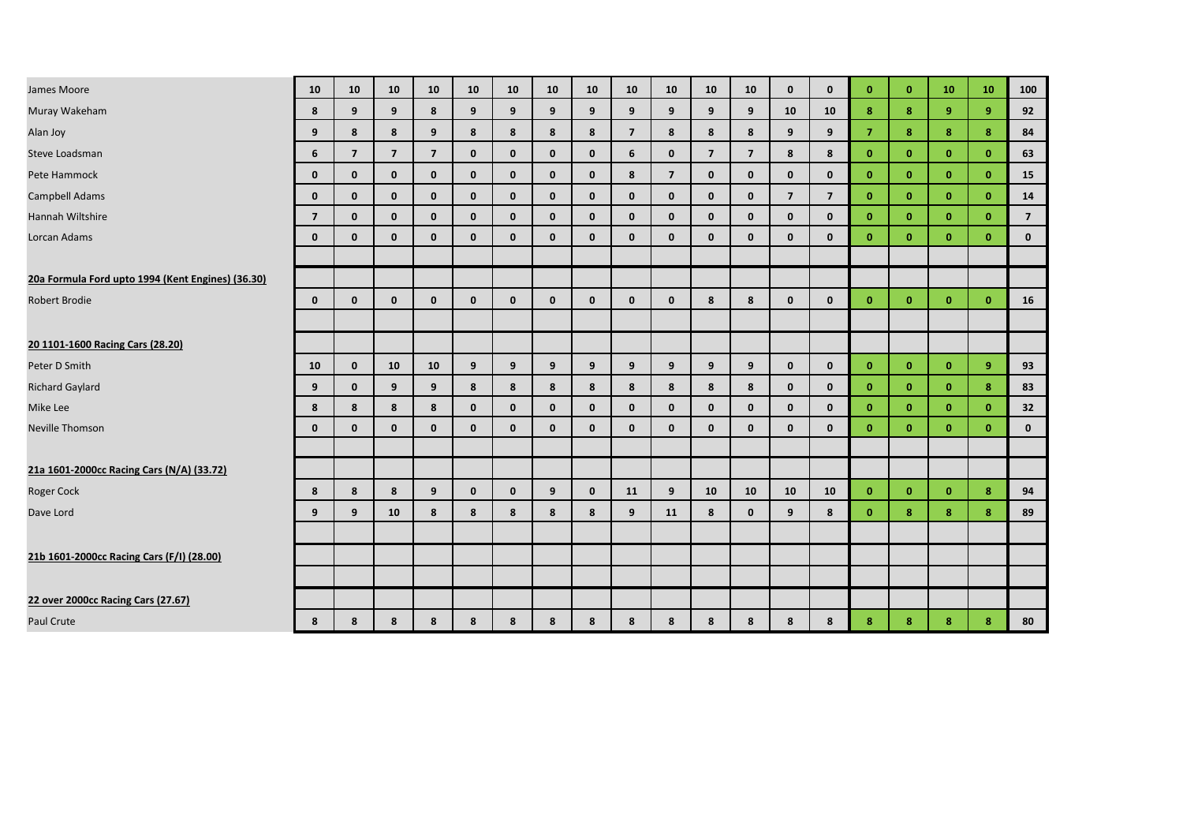| | | | | | | | | | | | | | | | | | | | |
|---|---|---|---|---|---|---|---|---|---|---|---|---|---|---|---|---|---|---|---|
| James Moore | 10 | 10 | 10 | 10 | 10 | 10 | 10 | 10 | 10 | 10 | 10 | 10 | 0 | 0 | 0 | 0 | 10 | 10 | 100 |
| Muray Wakeham | 8 | 9 | 9 | 8 | 9 | 9 | 9 | 9 | 9 | 9 | 9 | 9 | 10 | 10 | 8 | 8 | 9 | 9 | 92 |
| Alan Joy | 9 | 8 | 8 | 9 | 8 | 8 | 8 | 8 | 7 | 8 | 8 | 8 | 9 | 9 | 7 | 8 | 8 | 8 | 84 |
| Steve Loadsman | 6 | 7 | 7 | 7 | 0 | 0 | 0 | 0 | 6 | 0 | 7 | 7 | 8 | 8 | 0 | 0 | 0 | 0 | 63 |
| Pete Hammock | 0 | 0 | 0 | 0 | 0 | 0 | 0 | 0 | 8 | 7 | 0 | 0 | 0 | 0 | 0 | 0 | 0 | 0 | 15 |
| Campbell Adams | 0 | 0 | 0 | 0 | 0 | 0 | 0 | 0 | 0 | 0 | 0 | 0 | 7 | 7 | 0 | 0 | 0 | 0 | 14 |
| Hannah Wiltshire | 7 | 0 | 0 | 0 | 0 | 0 | 0 | 0 | 0 | 0 | 0 | 0 | 0 | 0 | 0 | 0 | 0 | 0 | 7 |
| Lorcan Adams | 0 | 0 | 0 | 0 | 0 | 0 | 0 | 0 | 0 | 0 | 0 | 0 | 0 | 0 | 0 | 0 | 0 | 0 | 0 |
| | | | | | | | | | | | | | | | | | | | |
| **20a Formula Ford upto 1994 (Kent Engines) (36.30)** | | | | | | | | | | | | | | | | | | | |
| Robert Brodie | 0 | 0 | 0 | 0 | 0 | 0 | 0 | 0 | 0 | 0 | 8 | 8 | 0 | 0 | 0 | 0 | 0 | 0 | 16 |
| | | | | | | | | | | | | | | | | | | | |
| **20 1101-1600 Racing Cars (28.20)** | | | | | | | | | | | | | | | | | | | |
| Peter D Smith | 10 | 0 | 10 | 10 | 9 | 9 | 9 | 9 | 9 | 9 | 9 | 9 | 0 | 0 | 0 | 0 | 0 | 9 | 93 |
| Richard Gaylard | 9 | 0 | 9 | 9 | 8 | 8 | 8 | 8 | 8 | 8 | 8 | 8 | 0 | 0 | 0 | 0 | 0 | 8 | 83 |
| Mike Lee | 8 | 8 | 8 | 8 | 0 | 0 | 0 | 0 | 0 | 0 | 0 | 0 | 0 | 0 | 0 | 0 | 0 | 0 | 32 |
| Neville Thomson | 0 | 0 | 0 | 0 | 0 | 0 | 0 | 0 | 0 | 0 | 0 | 0 | 0 | 0 | 0 | 0 | 0 | 0 | 0 |
| | | | | | | | | | | | | | | | | | | | |
| **21a 1601-2000cc Racing Cars (N/A) (33.72)** | | | | | | | | | | | | | | | | | | | |
| Roger Cock | 8 | 8 | 8 | 9 | 0 | 0 | 9 | 0 | 11 | 9 | 10 | 10 | 10 | 10 | 0 | 0 | 0 | 8 | 94 |
| Dave Lord | 9 | 9 | 10 | 8 | 8 | 8 | 8 | 8 | 9 | 11 | 8 | 0 | 9 | 8 | 0 | 8 | 8 | 8 | 89 |
| | | | | | | | | | | | | | | | | | | | |
| **21b 1601-2000cc Racing Cars (F/I) (28.00)** | | | | | | | | | | | | | | | | | | | |
| | | | | | | | | | | | | | | | | | | | |
| **22 over 2000cc Racing Cars (27.67)** | | | | | | | | | | | | | | | | | | | |
| Paul Crute | 8 | 8 | 8 | 8 | 8 | 8 | 8 | 8 | 8 | 8 | 8 | 8 | 8 | 8 | 8 | 8 | 8 | 8 | 80 |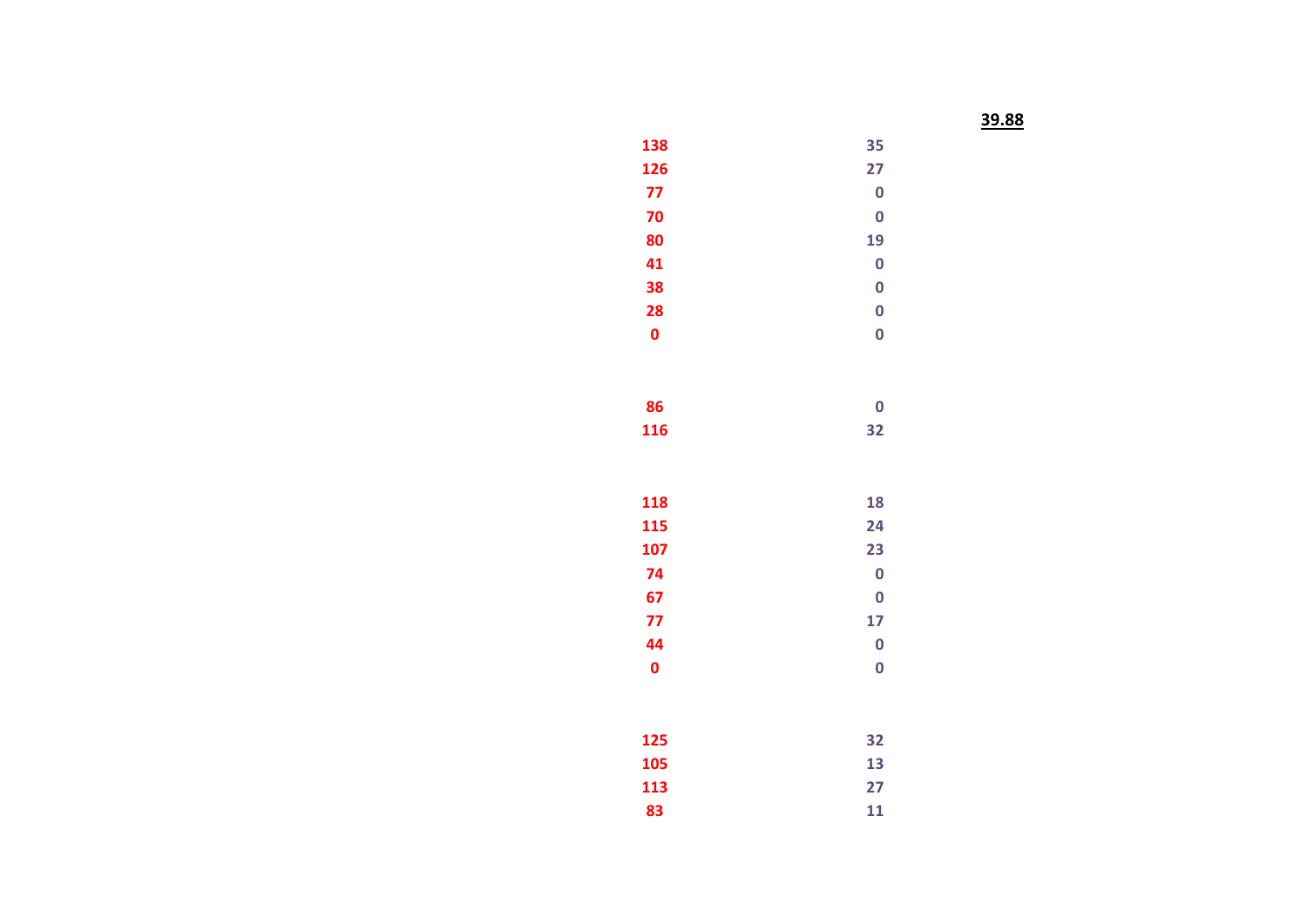**39.88**

| | |
|---|---|
| **138** | **35** |
| **126** | **27** |
| **77** | **0** |
| **70** | **0** |
| **80** | **19** |
| **41** | **0** |
| **38** | **0** |
| **28** | **0** |
| **0** | **0** |
| | |
| **86** | **0** |
| **116** | **32** |
| | |
| **118** | **18** |
| **115** | **24** |
| **107** | **23** |
| **74** | **0** |
| **67** | **0** |
| **77** | **17** |
| **44** | **0** |
| **0** | **0** |
| | |
| **125** | **32** |
| **105** | **13** |
| **113** | **27** |
| **83** | **11** |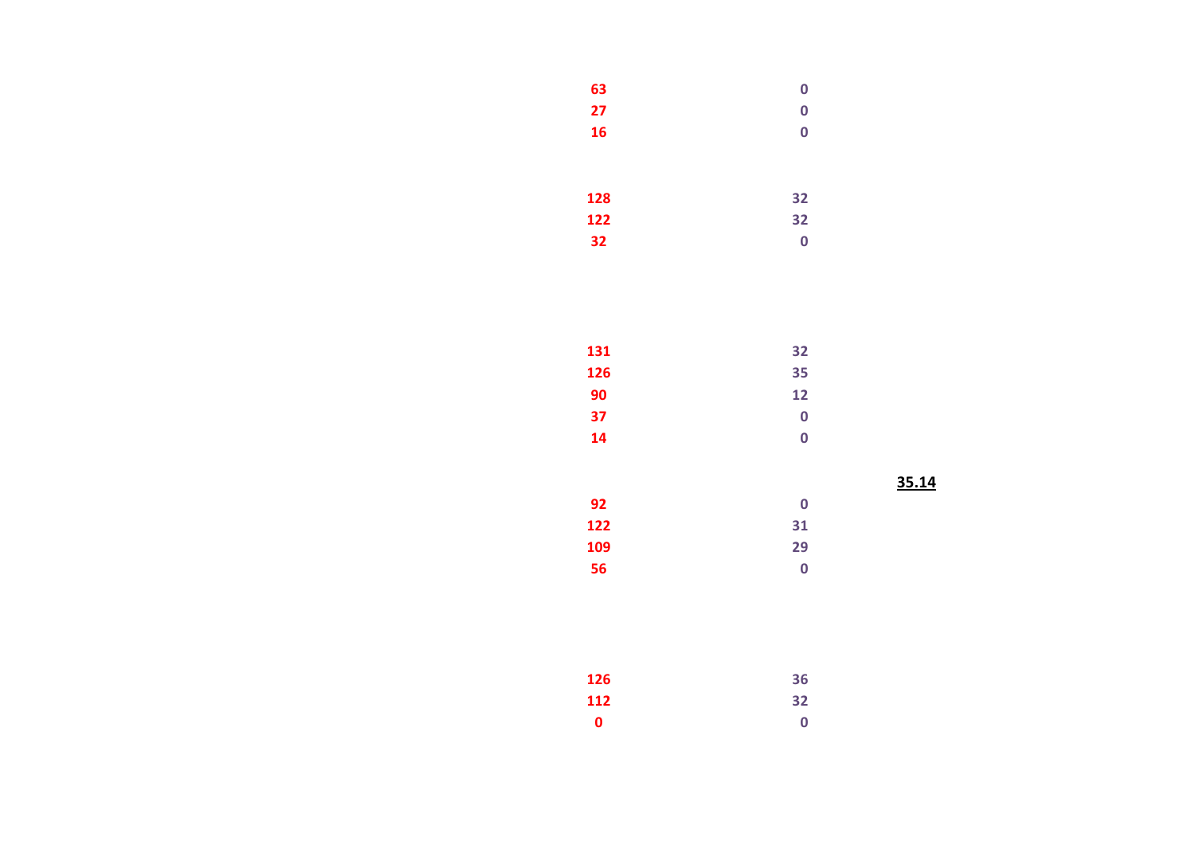| | |
|---|---|
| 63 | 0 |
| 27 | 0 |
| 16 | 0 |
| | |
| 128 | 32 |
| 122 | 32 |
| 32 | 0 |
| | |
| 131 | 32 |
| 126 | 35 |
| 90 | 12 |
| 37 | 0 |
| 14 | 0 |
| | |
| 92 | 0 |
| 122 | 31 |
| 109 | 29 |
| 56 | 0 |
| | |
| 126 | 36 |
| 112 | 32 |
| 0 | 0 |

**35.14**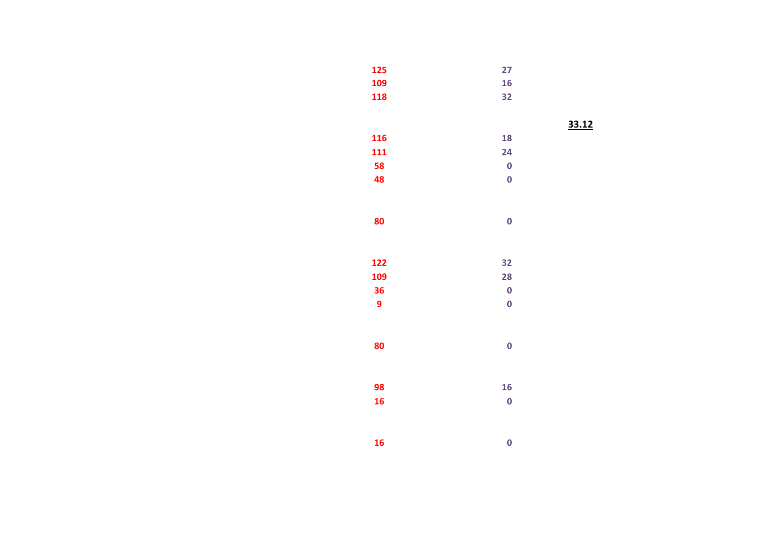| | | |
|---|---|---|
| 125 | 27 | |
| 109 | 16 | |
| 118 | 32 | |
| | | **33.12** |
| 116 | 18 | |
| 111 | 24 | |
| 58 | 0 | |
| 48 | 0 | |
| | | |
| 80 | 0 | |
| | | |
| 122 | 32 | |
| 109 | 28 | |
| 36 | 0 | |
| 9 | 0 | |
| | | |
| 80 | 0 | |
| | | |
| 98 | 16 | |
| 16 | 0 | |
| | | |
| 16 | 0 | |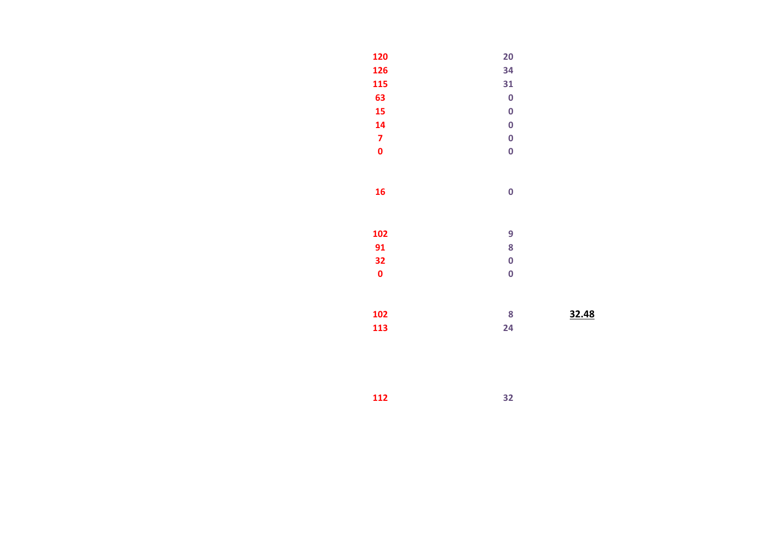| | | |
|---|---|---|
| **120** | **20** | |
| **126** | **34** | |
| **115** | **31** | |
| **63** | **0** | |
| **15** | **0** | |
| **14** | **0** | |
| **7** | **0** | |
| **0** | **0** | |
| | | |
| **16** | **0** | |
| | | |
| **102** | **9** | |
| **91** | **8** | |
| **32** | **0** | |
| **0** | **0** | |
| | | |
| **102** | **8** | **32.48** |
| **113** | **24** | |
| | | |
| **112** | **32** | |